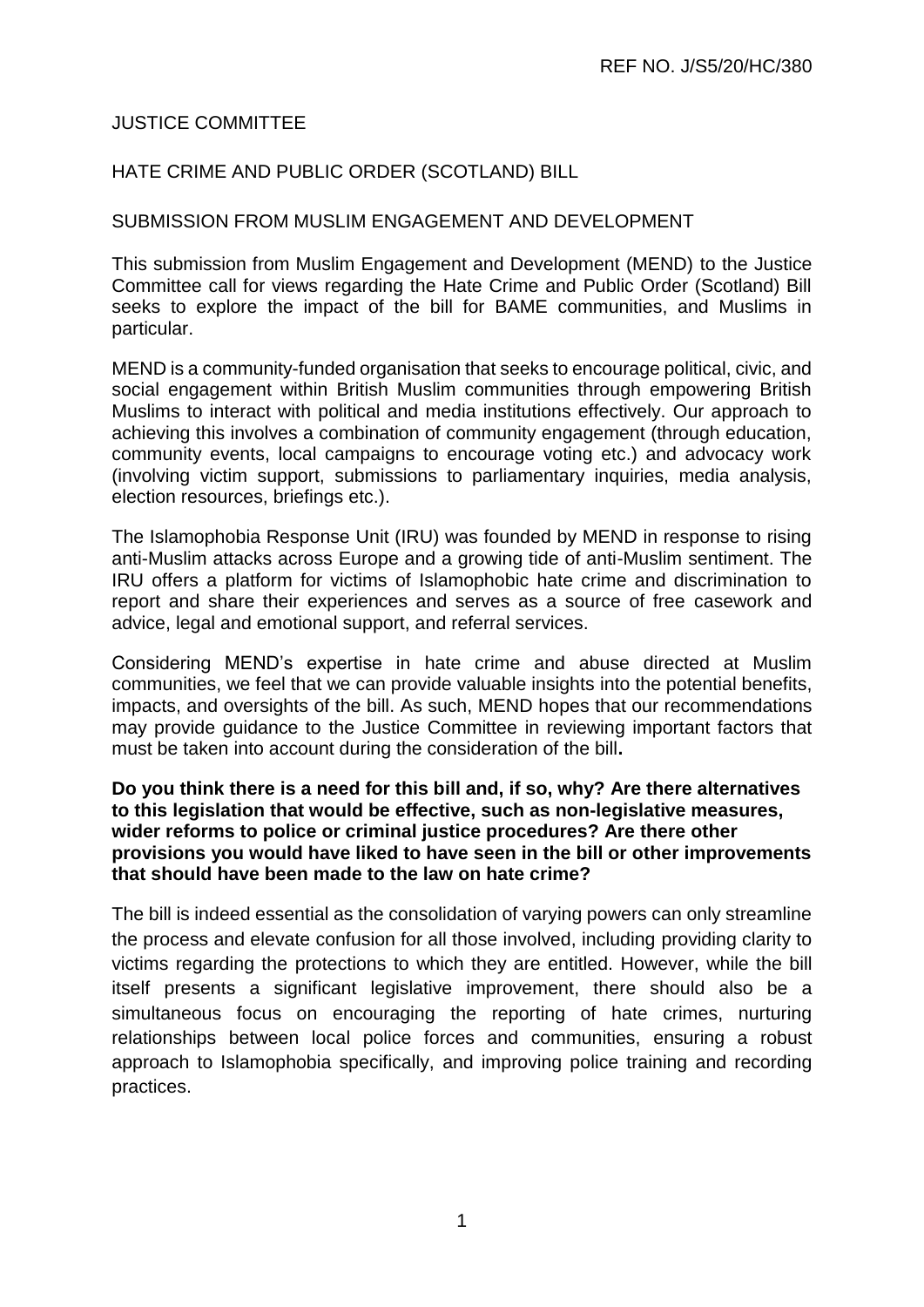REF NO. J/S5/20/HC/380

JUSTICE COMMITTEE

HATE CRIME AND PUBLIC ORDER (SCOTLAND) BILL

SUBMISSION FROM MUSLIM ENGAGEMENT AND DEVELOPMENT

This submission from Muslim Engagement and Development (MEND) to the Justice Committee call for views regarding the Hate Crime and Public Order (Scotland) Bill seeks to explore the impact of the bill for BAME communities, and Muslims in particular.

MEND is a community-funded organisation that seeks to encourage political, civic, and social engagement within British Muslim communities through empowering British Muslims to interact with political and media institutions effectively. Our approach to achieving this involves a combination of community engagement (through education, community events, local campaigns to encourage voting etc.) and advocacy work (involving victim support, submissions to parliamentary inquiries, media analysis, election resources, briefings etc.).

The Islamophobia Response Unit (IRU) was founded by MEND in response to rising anti-Muslim attacks across Europe and a growing tide of anti-Muslim sentiment. The IRU offers a platform for victims of Islamophobic hate crime and discrimination to report and share their experiences and serves as a source of free casework and advice, legal and emotional support, and referral services.

Considering MEND's expertise in hate crime and abuse directed at Muslim communities, we feel that we can provide valuable insights into the potential benefits, impacts, and oversights of the bill. As such, MEND hopes that our recommendations may provide guidance to the Justice Committee in reviewing important factors that must be taken into account during the consideration of the bill**.**

**Do you think there is a need for this bill and, if so, why? Are there alternatives to this legislation that would be effective, such as non-legislative measures, wider reforms to police or criminal justice procedures? Are there other provisions you would have liked to have seen in the bill or other improvements that should have been made to the law on hate crime?**

The bill is indeed essential as the consolidation of varying powers can only streamline the process and elevate confusion for all those involved, including providing clarity to victims regarding the protections to which they are entitled. However, while the bill itself presents a significant legislative improvement, there should also be a simultaneous focus on encouraging the reporting of hate crimes, nurturing relationships between local police forces and communities, ensuring a robust approach to Islamophobia specifically, and improving police training and recording practices.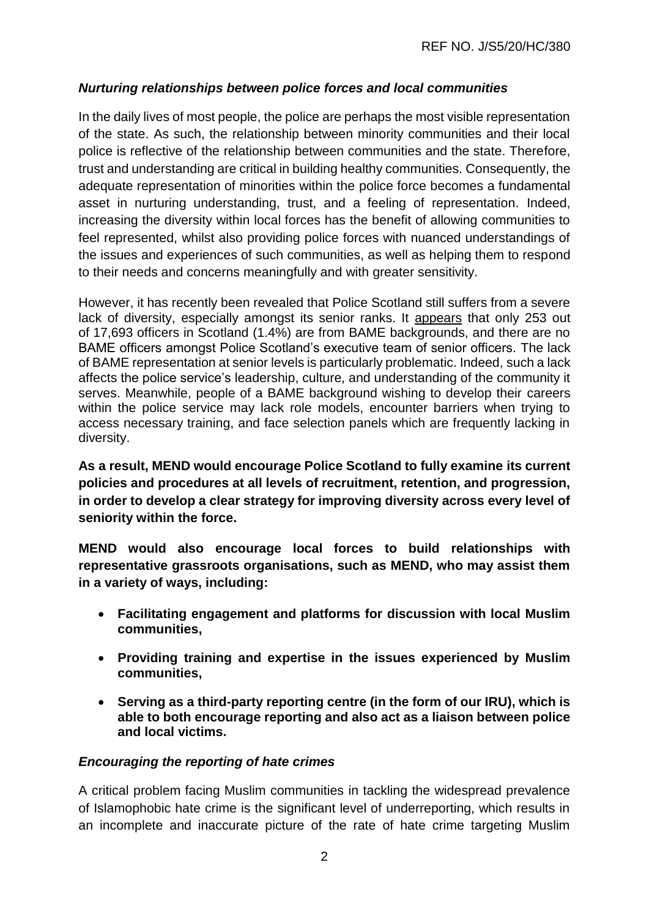### *Nurturing relationships between police forces and local communities*

In the daily lives of most people, the police are perhaps the most visible representation of the state. As such, the relationship between minority communities and their local police is reflective of the relationship between communities and the state. Therefore, trust and understanding are critical in building healthy communities. Consequently, the adequate representation of minorities within the police force becomes a fundamental asset in nurturing understanding, trust, and a feeling of representation. Indeed, increasing the diversity within local forces has the benefit of allowing communities to feel represented, whilst also providing police forces with nuanced understandings of the issues and experiences of such communities, as well as helping them to respond to their needs and concerns meaningfully and with greater sensitivity.

However, it has recently been revealed that Police Scotland still suffers from a severe lack of diversity, especially amongst its senior ranks. It appears that only 253 out of 17,693 officers in Scotland (1.4%) are from BAME backgrounds, and there are no BAME officers amongst Police Scotland's executive team of senior officers. The lack of BAME representation at senior levels is particularly problematic. Indeed, such a lack affects the police service's leadership, culture, and understanding of the community it serves. Meanwhile, people of a BAME background wishing to develop their careers within the police service may lack role models, encounter barriers when trying to access necessary training, and face selection panels which are frequently lacking in diversity.

**As a result, MEND would encourage Police Scotland to fully examine its current policies and procedures at all levels of recruitment, retention, and progression, in order to develop a clear strategy for improving diversity across every level of seniority within the force.**

**MEND would also encourage local forces to build relationships with representative grassroots organisations, such as MEND, who may assist them in a variety of ways, including:**

- **Facilitating engagement and platforms for discussion with local Muslim communities,**
- **Providing training and expertise in the issues experienced by Muslim communities,**
- **Serving as a third-party reporting centre (in the form of our IRU), which is able to both encourage reporting and also act as a liaison between police and local victims.**

### *Encouraging the reporting of hate crimes*

A critical problem facing Muslim communities in tackling the widespread prevalence of Islamophobic hate crime is the significant level of underreporting, which results in an incomplete and inaccurate picture of the rate of hate crime targeting Muslim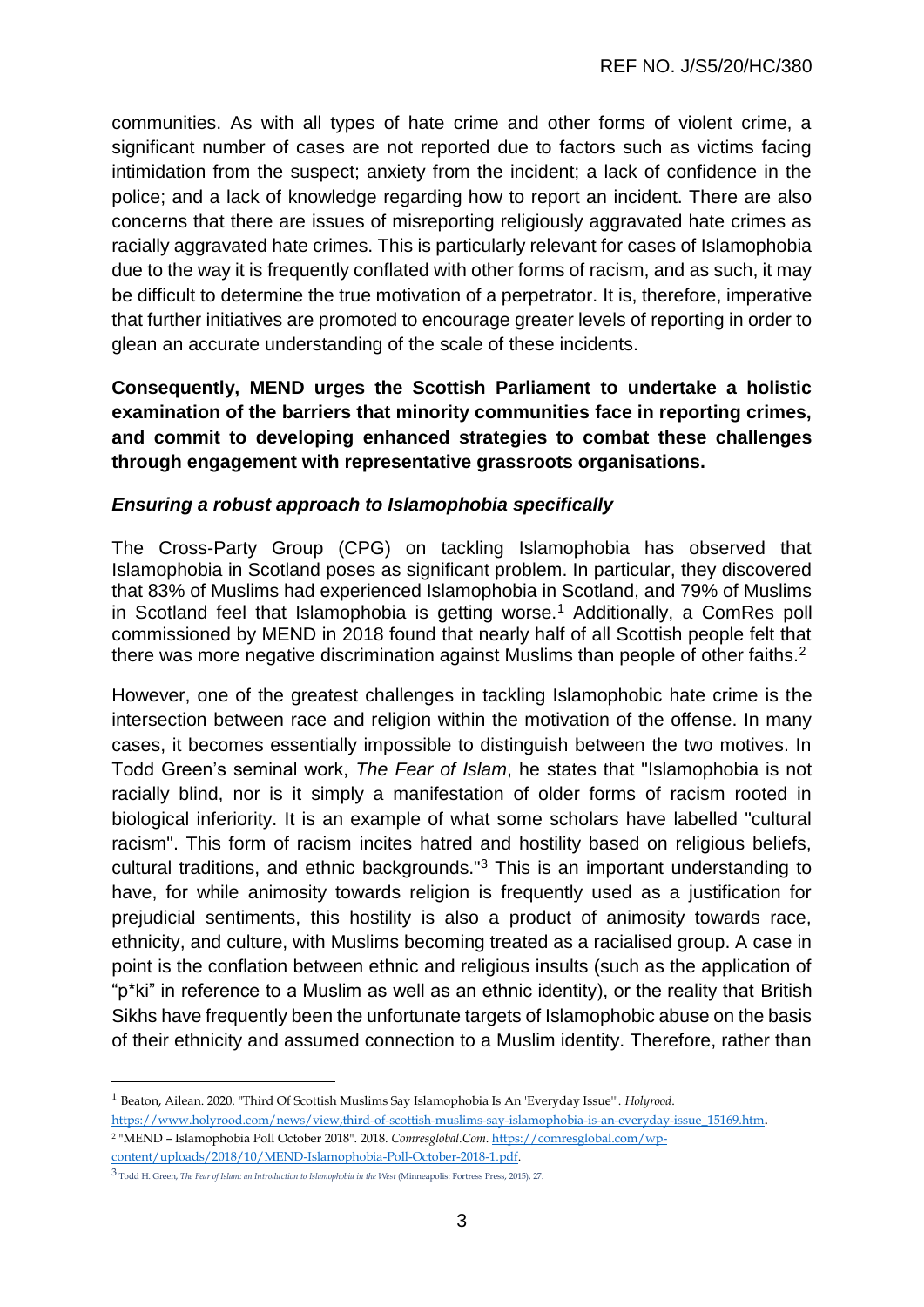communities. As with all types of hate crime and other forms of violent crime, a significant number of cases are not reported due to factors such as victims facing intimidation from the suspect; anxiety from the incident; a lack of confidence in the police; and a lack of knowledge regarding how to report an incident. There are also concerns that there are issues of misreporting religiously aggravated hate crimes as racially aggravated hate crimes. This is particularly relevant for cases of Islamophobia due to the way it is frequently conflated with other forms of racism, and as such, it may be difficult to determine the true motivation of a perpetrator. It is, therefore, imperative that further initiatives are promoted to encourage greater levels of reporting in order to glean an accurate understanding of the scale of these incidents.

**Consequently, MEND urges the Scottish Parliament to undertake a holistic examination of the barriers that minority communities face in reporting crimes, and commit to developing enhanced strategies to combat these challenges through engagement with representative grassroots organisations.**

### *Ensuring a robust approach to Islamophobia specifically*

The Cross-Party Group (CPG) on tackling Islamophobia has observed that Islamophobia in Scotland poses as significant problem. In particular, they discovered that 83% of Muslims had experienced Islamophobia in Scotland, and 79% of Muslims in Scotland feel that Islamophobia is getting worse.[1] Additionally, a ComRes poll commissioned by MEND in 2018 found that nearly half of all Scottish people felt that there was more negative discrimination against Muslims than people of other faiths.[2]

However, one of the greatest challenges in tackling Islamophobic hate crime is the intersection between race and religion within the motivation of the offense. In many cases, it becomes essentially impossible to distinguish between the two motives. In Todd Green's seminal work, *The Fear of Islam*, he states that "Islamophobia is not racially blind, nor is it simply a manifestation of older forms of racism rooted in biological inferiority. It is an example of what some scholars have labelled "cultural racism". This form of racism incites hatred and hostility based on religious beliefs, cultural traditions, and ethnic backgrounds."[3] This is an important understanding to have, for while animosity towards religion is frequently used as a justification for prejudicial sentiments, this hostility is also a product of animosity towards race, ethnicity, and culture, with Muslims becoming treated as a racialised group. A case in point is the conflation between ethnic and religious insults (such as the application of "p*ki" in reference to a Muslim as well as an ethnic identity), or the reality that British Sikhs have frequently been the unfortunate targets of Islamophobic abuse on the basis of their ethnicity and assumed connection to a Muslim identity. Therefore, rather than

---

[1] Beaton, Ailean. 2020. "Third Of Scottish Muslims Say Islamophobia Is An 'Everyday Issue'". *Holyrood*. https://www.holyrood.com/news/view,third-of-scottish-muslims-say-islamophobia-is-an-everyday-issue_15169.htm.

[2] "MEND – Islamophobia Poll October 2018". 2018. *Comresglobal.Com*. https://comresglobal.com/wp-content/uploads/2018/10/MEND-Islamophobia-Poll-October-2018-1.pdf.

[3] Todd H. Green, *The Fear of Islam: an Introduction to Islamophobia in the West* (Minneapolis: Fortress Press, 2015), 27.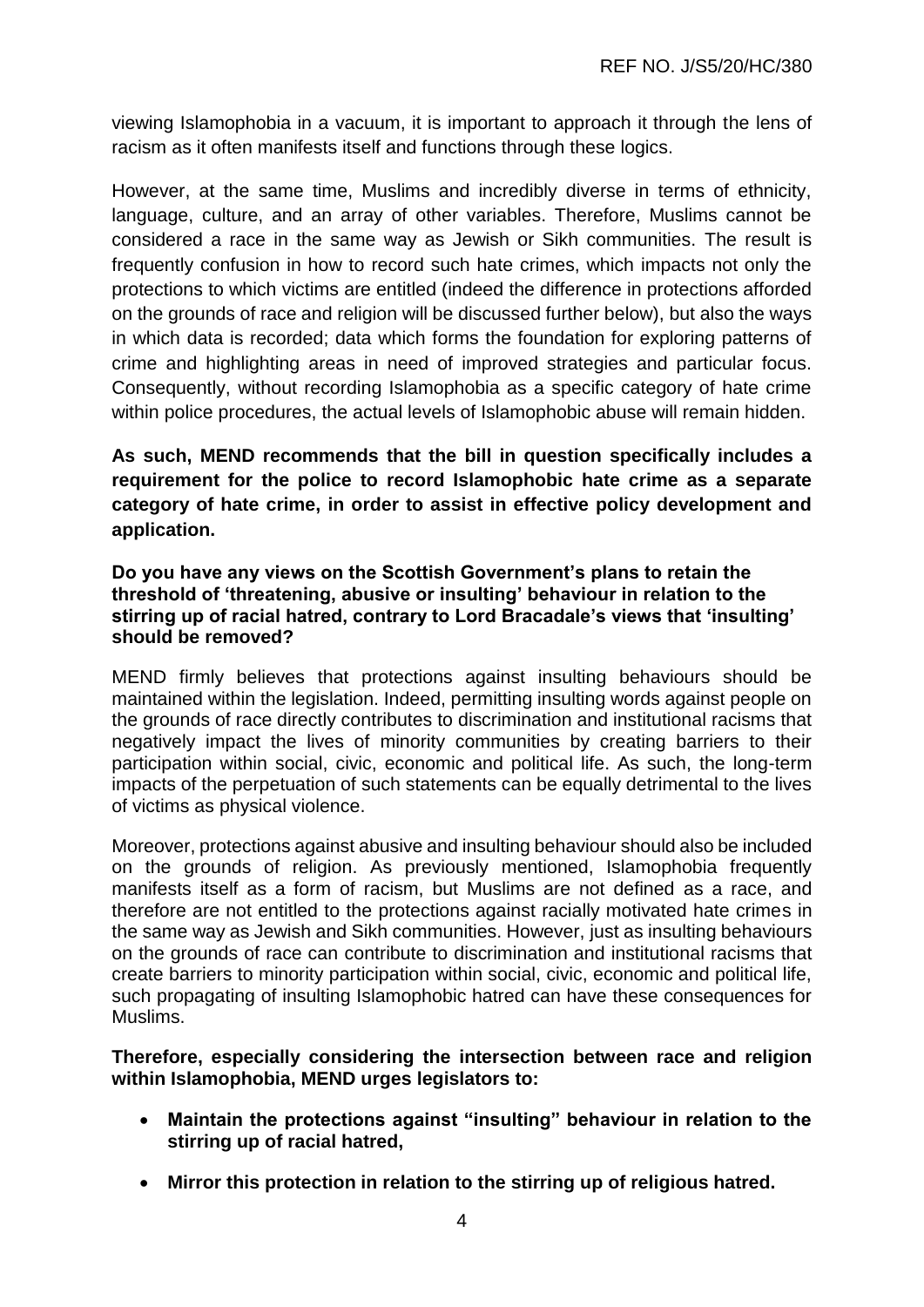viewing Islamophobia in a vacuum, it is important to approach it through the lens of racism as it often manifests itself and functions through these logics.

However, at the same time, Muslims and incredibly diverse in terms of ethnicity, language, culture, and an array of other variables. Therefore, Muslims cannot be considered a race in the same way as Jewish or Sikh communities. The result is frequently confusion in how to record such hate crimes, which impacts not only the protections to which victims are entitled (indeed the difference in protections afforded on the grounds of race and religion will be discussed further below), but also the ways in which data is recorded; data which forms the foundation for exploring patterns of crime and highlighting areas in need of improved strategies and particular focus. Consequently, without recording Islamophobia as a specific category of hate crime within police procedures, the actual levels of Islamophobic abuse will remain hidden.

**As such, MEND recommends that the bill in question specifically includes a requirement for the police to record Islamophobic hate crime as a separate category of hate crime, in order to assist in effective policy development and application.**

**Do you have any views on the Scottish Government's plans to retain the threshold of 'threatening, abusive or insulting' behaviour in relation to the stirring up of racial hatred, contrary to Lord Bracadale's views that 'insulting' should be removed?**

MEND firmly believes that protections against insulting behaviours should be maintained within the legislation. Indeed, permitting insulting words against people on the grounds of race directly contributes to discrimination and institutional racisms that negatively impact the lives of minority communities by creating barriers to their participation within social, civic, economic and political life. As such, the long-term impacts of the perpetuation of such statements can be equally detrimental to the lives of victims as physical violence.

Moreover, protections against abusive and insulting behaviour should also be included on the grounds of religion. As previously mentioned, Islamophobia frequently manifests itself as a form of racism, but Muslims are not defined as a race, and therefore are not entitled to the protections against racially motivated hate crimes in the same way as Jewish and Sikh communities. However, just as insulting behaviours on the grounds of race can contribute to discrimination and institutional racisms that create barriers to minority participation within social, civic, economic and political life, such propagating of insulting Islamophobic hatred can have these consequences for Muslims.

**Therefore, especially considering the intersection between race and religion within Islamophobia, MEND urges legislators to:**

- **Maintain the protections against "insulting" behaviour in relation to the stirring up of racial hatred,**
- **Mirror this protection in relation to the stirring up of religious hatred.**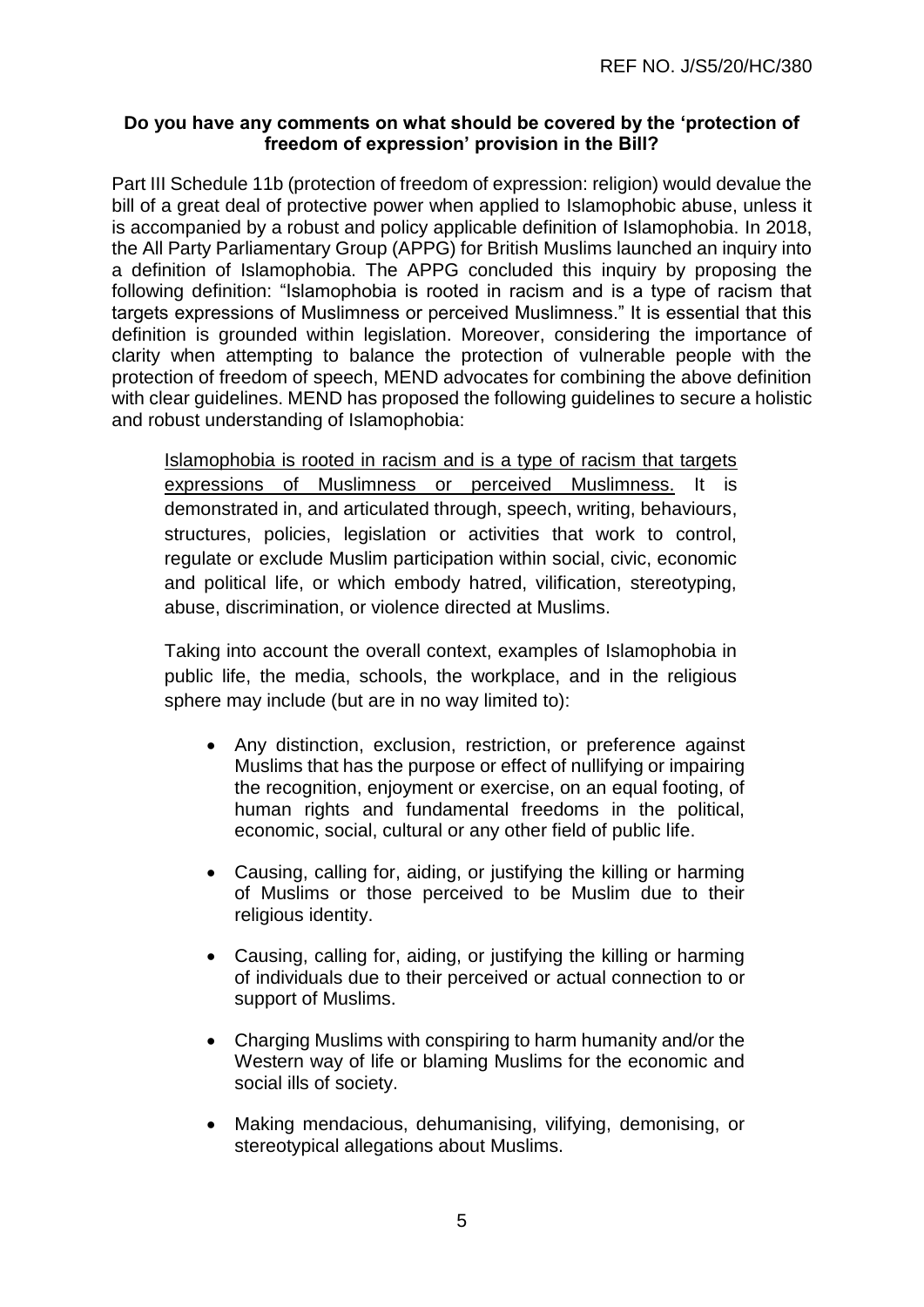**Do you have any comments on what should be covered by the 'protection of freedom of expression' provision in the Bill?**

Part III Schedule 11b (protection of freedom of expression: religion) would devalue the bill of a great deal of protective power when applied to Islamophobic abuse, unless it is accompanied by a robust and policy applicable definition of Islamophobia. In 2018, the All Party Parliamentary Group (APPG) for British Muslims launched an inquiry into a definition of Islamophobia. The APPG concluded this inquiry by proposing the following definition: "Islamophobia is rooted in racism and is a type of racism that targets expressions of Muslimness or perceived Muslimness." It is essential that this definition is grounded within legislation. Moreover, considering the importance of clarity when attempting to balance the protection of vulnerable people with the protection of freedom of speech, MEND advocates for combining the above definition with clear guidelines. MEND has proposed the following guidelines to secure a holistic and robust understanding of Islamophobia:

> <u>Islamophobia is rooted in racism and is a type of racism that targets expressions of Muslimness or perceived Muslimness.</u> It is demonstrated in, and articulated through, speech, writing, behaviours, structures, policies, legislation or activities that work to control, regulate or exclude Muslim participation within social, civic, economic and political life, or which embody hatred, vilification, stereotyping, abuse, discrimination, or violence directed at Muslims.
>
> Taking into account the overall context, examples of Islamophobia in public life, the media, schools, the workplace, and in the religious sphere may include (but are in no way limited to):
>
> - Any distinction, exclusion, restriction, or preference against Muslims that has the purpose or effect of nullifying or impairing the recognition, enjoyment or exercise, on an equal footing, of human rights and fundamental freedoms in the political, economic, social, cultural or any other field of public life.
> - Causing, calling for, aiding, or justifying the killing or harming of Muslims or those perceived to be Muslim due to their religious identity.
> - Causing, calling for, aiding, or justifying the killing or harming of individuals due to their perceived or actual connection to or support of Muslims.
> - Charging Muslims with conspiring to harm humanity and/or the Western way of life or blaming Muslims for the economic and social ills of society.
> - Making mendacious, dehumanising, vilifying, demonising, or stereotypical allegations about Muslims.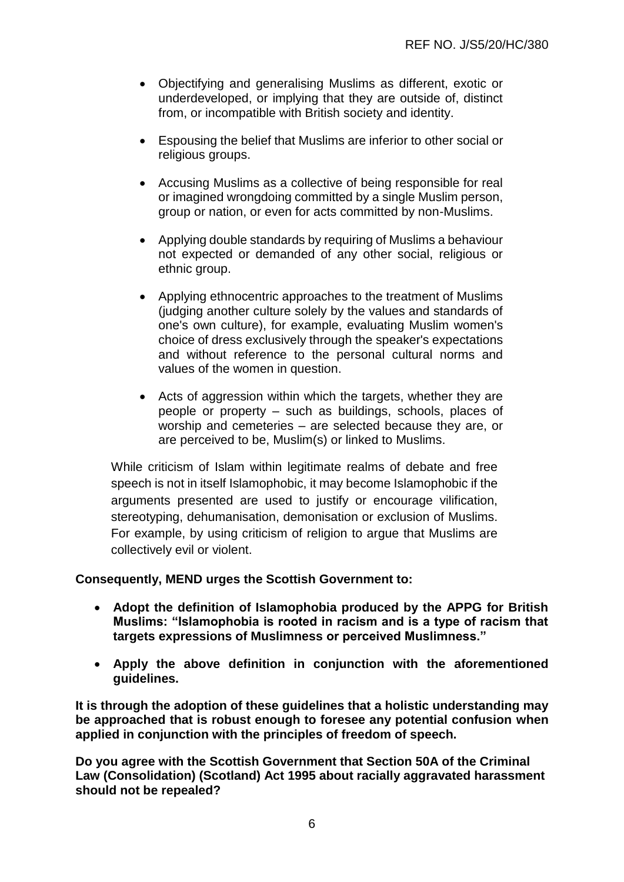- Objectifying and generalising Muslims as different, exotic or underdeveloped, or implying that they are outside of, distinct from, or incompatible with British society and identity.

- Espousing the belief that Muslims are inferior to other social or religious groups.

- Accusing Muslims as a collective of being responsible for real or imagined wrongdoing committed by a single Muslim person, group or nation, or even for acts committed by non-Muslims.

- Applying double standards by requiring of Muslims a behaviour not expected or demanded of any other social, religious or ethnic group.

- Applying ethnocentric approaches to the treatment of Muslims (judging another culture solely by the values and standards of one's own culture), for example, evaluating Muslim women's choice of dress exclusively through the speaker's expectations and without reference to the personal cultural norms and values of the women in question.

- Acts of aggression within which the targets, whether they are people or property – such as buildings, schools, places of worship and cemeteries – are selected because they are, or are perceived to be, Muslim(s) or linked to Muslims.

While criticism of Islam within legitimate realms of debate and free speech is not in itself Islamophobic, it may become Islamophobic if the arguments presented are used to justify or encourage vilification, stereotyping, dehumanisation, demonisation or exclusion of Muslims. For example, by using criticism of religion to argue that Muslims are collectively evil or violent.

**Consequently, MEND urges the Scottish Government to:**

- **Adopt the definition of Islamophobia produced by the APPG for British Muslims: "Islamophobia is rooted in racism and is a type of racism that targets expressions of Muslimness or perceived Muslimness."**

- **Apply the above definition in conjunction with the aforementioned guidelines.**

**It is through the adoption of these guidelines that a holistic understanding may be approached that is robust enough to foresee any potential confusion when applied in conjunction with the principles of freedom of speech.**

**Do you agree with the Scottish Government that Section 50A of the Criminal Law (Consolidation) (Scotland) Act 1995 about racially aggravated harassment should not be repealed?**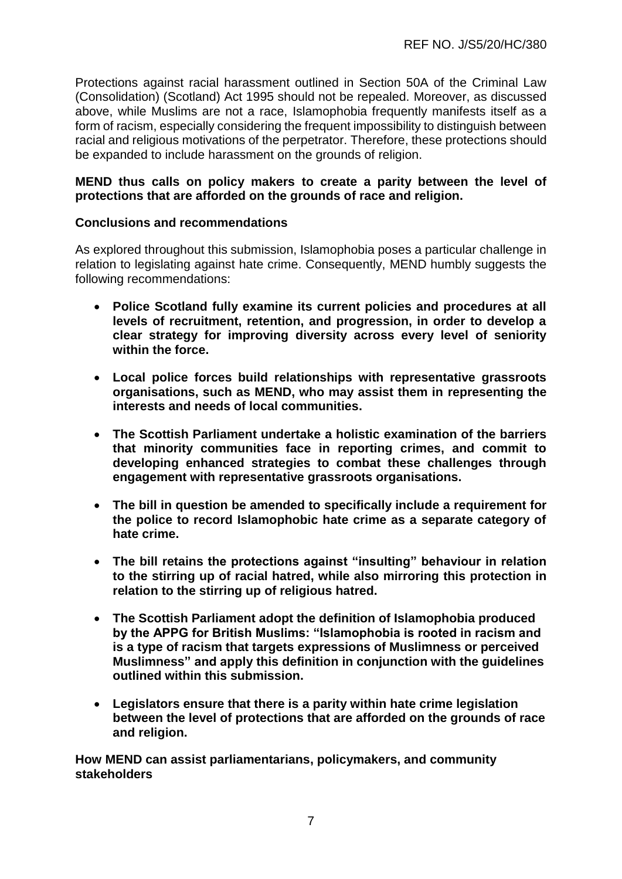Protections against racial harassment outlined in Section 50A of the Criminal Law (Consolidation) (Scotland) Act 1995 should not be repealed. Moreover, as discussed above, while Muslims are not a race, Islamophobia frequently manifests itself as a form of racism, especially considering the frequent impossibility to distinguish between racial and religious motivations of the perpetrator. Therefore, these protections should be expanded to include harassment on the grounds of religion.

**MEND thus calls on policy makers to create a parity between the level of protections that are afforded on the grounds of race and religion.**

**Conclusions and recommendations**

As explored throughout this submission, Islamophobia poses a particular challenge in relation to legislating against hate crime. Consequently, MEND humbly suggests the following recommendations:

- **Police Scotland fully examine its current policies and procedures at all levels of recruitment, retention, and progression, in order to develop a clear strategy for improving diversity across every level of seniority within the force.**
- **Local police forces build relationships with representative grassroots organisations, such as MEND, who may assist them in representing the interests and needs of local communities.**
- **The Scottish Parliament undertake a holistic examination of the barriers that minority communities face in reporting crimes, and commit to developing enhanced strategies to combat these challenges through engagement with representative grassroots organisations.**
- **The bill in question be amended to specifically include a requirement for the police to record Islamophobic hate crime as a separate category of hate crime.**
- **The bill retains the protections against "insulting" behaviour in relation to the stirring up of racial hatred, while also mirroring this protection in relation to the stirring up of religious hatred.**
- **The Scottish Parliament adopt the definition of Islamophobia produced by the APPG for British Muslims: "Islamophobia is rooted in racism and is a type of racism that targets expressions of Muslimness or perceived Muslimness" and apply this definition in conjunction with the guidelines outlined within this submission.**
- **Legislators ensure that there is a parity within hate crime legislation between the level of protections that are afforded on the grounds of race and religion.**

**How MEND can assist parliamentarians, policymakers, and community stakeholders**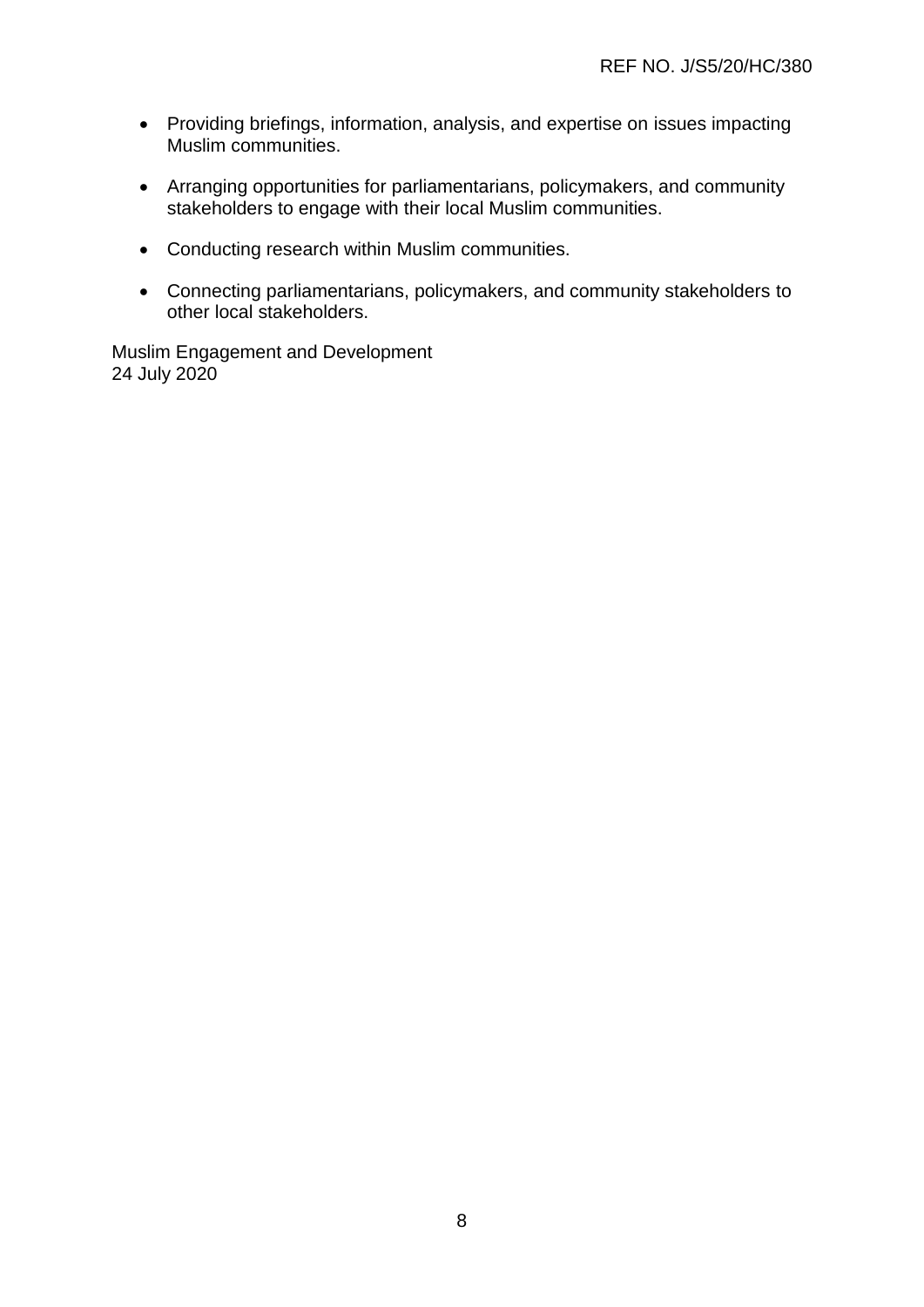- Providing briefings, information, analysis, and expertise on issues impacting Muslim communities.
- Arranging opportunities for parliamentarians, policymakers, and community stakeholders to engage with their local Muslim communities.
- Conducting research within Muslim communities.
- Connecting parliamentarians, policymakers, and community stakeholders to other local stakeholders.

Muslim Engagement and Development
24 July 2020